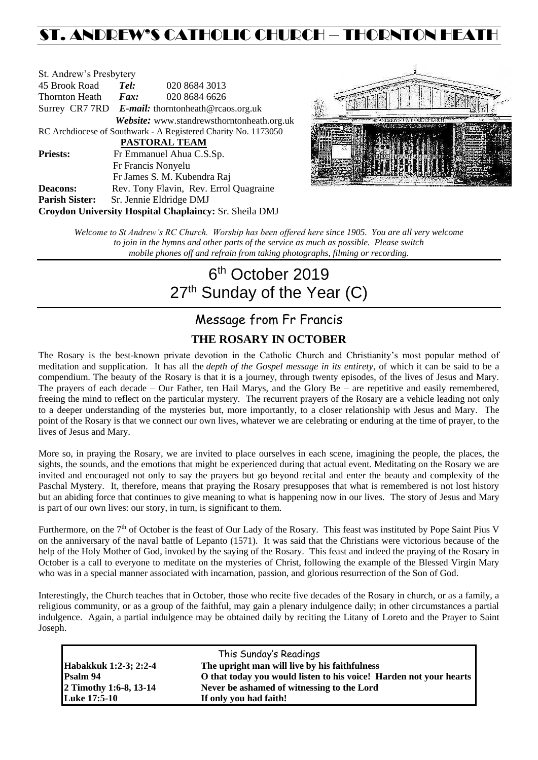# ST. ANDREW'S CATHOLIC CHURCH – THORNTON HEATH

St. Andrew's Presbytery
45 Brook Road **Tel:** 020 8684 3013
Thornton Heath **Fax:** 020 8684 6626
Surrey CR7 7RD **E-mail:** thorntonheath@rcaos.org.uk
**Website:** www.standrewsthorntonheath.org.uk
RC Archdiocese of Southwark - A Registered Charity No. 1173050

**PASTORAL TEAM**

**Priests:** Fr Emmanuel Ahua C.S.Sp.
Fr Francis Nonyelu
Fr James S. M. Kubendra Raj

**Deacons:** Rev. Tony Flavin, Rev. Errol Quagraine

**Parish Sister:** Sr. Jennie Eldridge DMJ

**Croydon University Hospital Chaplaincy:** Sr. Sheila DMJ

*Welcome to St Andrew's RC Church. Worship has been offered here since 1905. You are all very welcome to join in the hymns and other parts of the service as much as possible. Please switch mobile phones off and refrain from taking photographs, filming or recording.*

# 6th October 2019
# 27th Sunday of the Year (C)

## Message from Fr Francis

### THE ROSARY IN OCTOBER

The Rosary is the best-known private devotion in the Catholic Church and Christianity's most popular method of meditation and supplication. It has all the *depth of the Gospel message in its entirety*, of which it can be said to be a compendium. The beauty of the Rosary is that it is a journey, through twenty episodes, of the lives of Jesus and Mary. The prayers of each decade – Our Father, ten Hail Marys, and the Glory Be – are repetitive and easily remembered, freeing the mind to reflect on the particular mystery. The recurrent prayers of the Rosary are a vehicle leading not only to a deeper understanding of the mysteries but, more importantly, to a closer relationship with Jesus and Mary. The point of the Rosary is that we connect our own lives, whatever we are celebrating or enduring at the time of prayer, to the lives of Jesus and Mary.

More so, in praying the Rosary, we are invited to place ourselves in each scene, imagining the people, the places, the sights, the sounds, and the emotions that might be experienced during that actual event. Meditating on the Rosary we are invited and encouraged not only to say the prayers but go beyond recital and enter the beauty and complexity of the Paschal Mystery. It, therefore, means that praying the Rosary presupposes that what is remembered is not lost history but an abiding force that continues to give meaning to what is happening now in our lives. The story of Jesus and Mary is part of our own lives: our story, in turn, is significant to them.

Furthermore, on the 7th of October is the feast of Our Lady of the Rosary. This feast was instituted by Pope Saint Pius V on the anniversary of the naval battle of Lepanto (1571). It was said that the Christians were victorious because of the help of the Holy Mother of God, invoked by the saying of the Rosary. This feast and indeed the praying of the Rosary in October is a call to everyone to meditate on the mysteries of Christ, following the example of the Blessed Virgin Mary who was in a special manner associated with incarnation, passion, and glorious resurrection of the Son of God.

Interestingly, the Church teaches that in October, those who recite five decades of the Rosary in church, or as a family, a religious community, or as a group of the faithful, may gain a plenary indulgence daily; in other circumstances a partial indulgence. Again, a partial indulgence may be obtained daily by reciting the Litany of Loreto and the Prayer to Saint Joseph.

This Sunday's Readings

| | |
|---|---|
| **Habakkuk 1:2-3; 2:2-4** | **The upright man will live by his faithfulness** |
| **Psalm 94** | **O that today you would listen to his voice! Harden not your hearts** |
| **2 Timothy 1:6-8, 13-14** | **Never be ashamed of witnessing to the Lord** |
| **Luke 17:5-10** | **If only you had faith!** |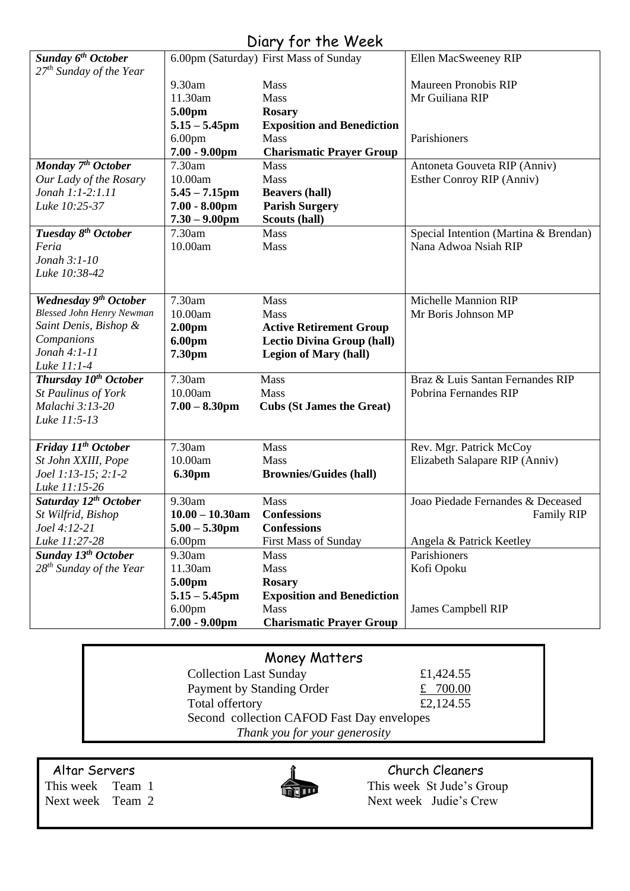# Diary for the Week

| | | | |
|---|---|---|---|
| ***Sunday 6th October*** <br> *27th Sunday of the Year* | 6.00pm (Saturday) | First Mass of Sunday | Ellen MacSweeney RIP |
| | 9.30am | Mass | Maureen Pronobis RIP |
| | 11.30am | Mass | Mr Guiliana RIP |
| | **5.00pm** | **Rosary** | |
| | **5.15 – 5.45pm** | **Exposition and Benediction** | |
| | 6.00pm | Mass | Parishioners |
| | **7.00 - 9.00pm** | **Charismatic Prayer Group** | |
| ***Monday 7th October*** <br> *Our Lady of the Rosary* <br> *Jonah 1:1-2:1.11* <br> *Luke 10:25-37* | 7.30am | Mass | Antoneta Gouveta RIP (Anniv) |
| | 10.00am | Mass | Esther Conroy RIP (Anniv) |
| | **5.45 – 7.15pm** | **Beavers (hall)** | |
| | **7.00 - 8.00pm** | **Parish Surgery** | |
| | **7.30 – 9.00pm** | **Scouts (hall)** | |
| ***Tuesday 8th October*** <br> *Feria* <br> *Jonah 3:1-10* <br> *Luke 10:38-42* | 7.30am | Mass | Special Intention (Martina & Brendan) |
| | 10.00am | Mass | Nana Adwoa Nsiah RIP |
| ***Wednesday 9th October*** <br> *Blessed John Henry Newman* <br> *Saint Denis, Bishop & Companions* <br> *Jonah 4:1-11* <br> *Luke 11:1-4* | 7.30am | Mass | Michelle Mannion RIP |
| | 10.00am | Mass | Mr Boris Johnson MP |
| | **2.00pm** | **Active Retirement Group** | |
| | **6.00pm** | **Lectio Divina Group (hall)** | |
| | **7.30pm** | **Legion of Mary (hall)** | |
| ***Thursday 10th October*** <br> *St Paulinus of York* <br> *Malachi 3:13-20* <br> *Luke 11:5-13* | 7.30am | Mass | Braz & Luis Santan Fernandes RIP |
| | 10.00am | Mass | Pobrina Fernandes RIP |
| | **7.00 – 8.30pm** | **Cubs (St James the Great)** | |
| ***Friday 11th October*** <br> *St John XXIII, Pope* <br> *Joel 1:13-15; 2:1-2* <br> *Luke 11:15-26* | 7.30am | Mass | Rev. Mgr. Patrick McCoy |
| | 10.00am | Mass | Elizabeth Salapare RIP (Anniv) |
| | **6.30pm** | **Brownies/Guides (hall)** | |
| ***Saturday 12th October*** <br> *St Wilfrid, Bishop* <br> *Joel 4:12-21* <br> *Luke 11:27-28* | 9.30am | Mass | Joao Piedade Fernandes & Deceased Family RIP |
| | **10.00 – 10.30am** | **Confessions** | |
| | **5.00 – 5.30pm** | **Confessions** | |
| | 6.00pm | First Mass of Sunday | Angela & Patrick Keetley |
| ***Sunday 13th October*** <br> *28th Sunday of the Year* | 9.30am | Mass | Parishioners |
| | 11.30am | Mass | Kofi Opoku |
| | **5.00pm** | **Rosary** | |
| | **5.15 – 5.45pm** | **Exposition and Benediction** | |
| | 6.00pm | Mass | James Campbell RIP |
| | **7.00 - 9.00pm** | **Charismatic Prayer Group** | |

## Money Matters

| | |
|---|---|
| Collection Last Sunday | £1,424.55 |
| Payment by Standing Order | £ 700.00 |
| Total offertory | £2,124.55 |

Second collection CAFOD Fast Day envelopes

*Thank you for your generosity*

## Altar Servers

This week Team 1
Next week Team 2

## Church Cleaners

This week St Jude's Group
Next week Judie's Crew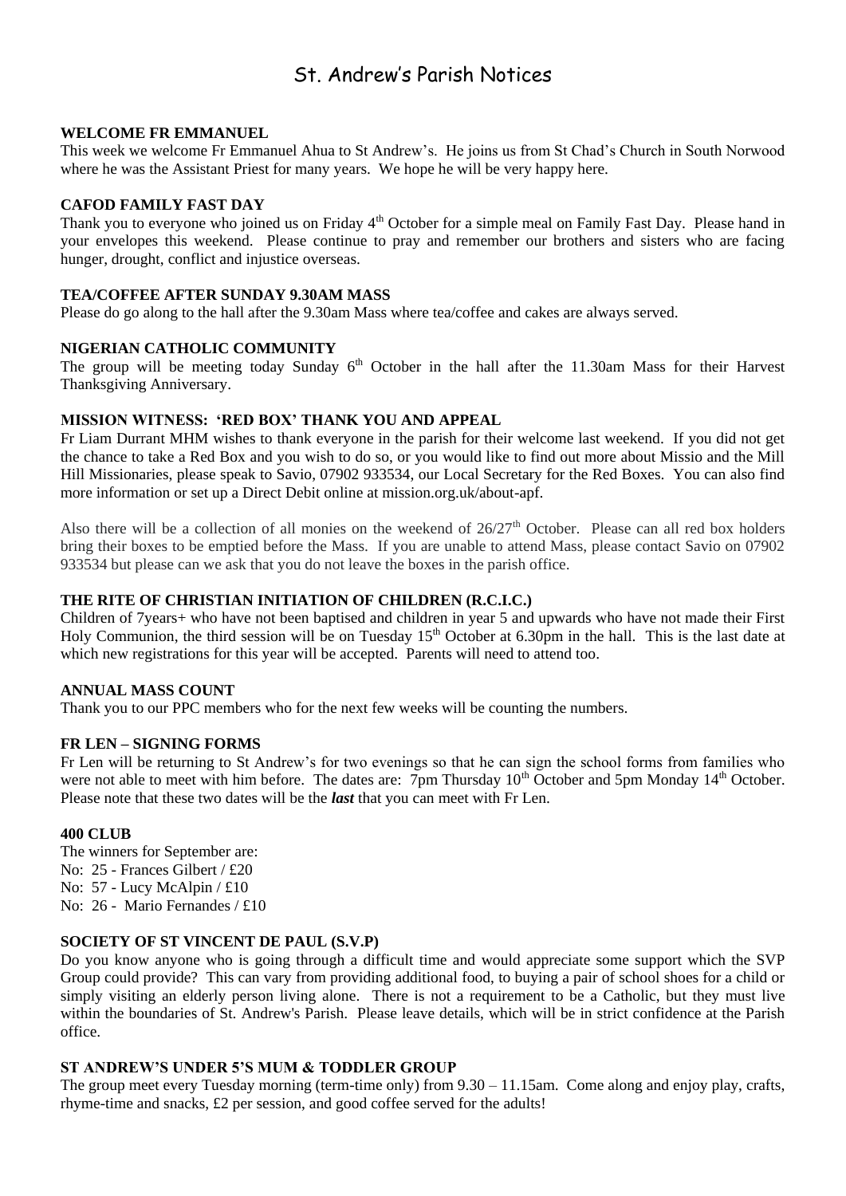# St. Andrew's Parish Notices

**WELCOME FR EMMANUEL**

This week we welcome Fr Emmanuel Ahua to St Andrew's. He joins us from St Chad's Church in South Norwood where he was the Assistant Priest for many years. We hope he will be very happy here.

**CAFOD FAMILY FAST DAY**

Thank you to everyone who joined us on Friday 4th October for a simple meal on Family Fast Day. Please hand in your envelopes this weekend. Please continue to pray and remember our brothers and sisters who are facing hunger, drought, conflict and injustice overseas.

**TEA/COFFEE AFTER SUNDAY 9.30AM MASS**

Please do go along to the hall after the 9.30am Mass where tea/coffee and cakes are always served.

**NIGERIAN CATHOLIC COMMUNITY**

The group will be meeting today Sunday 6th October in the hall after the 11.30am Mass for their Harvest Thanksgiving Anniversary.

**MISSION WITNESS: 'RED BOX' THANK YOU AND APPEAL**

Fr Liam Durrant MHM wishes to thank everyone in the parish for their welcome last weekend. If you did not get the chance to take a Red Box and you wish to do so, or you would like to find out more about Missio and the Mill Hill Missionaries, please speak to Savio, 07902 933534, our Local Secretary for the Red Boxes. You can also find more information or set up a Direct Debit online at mission.org.uk/about-apf.

Also there will be a collection of all monies on the weekend of 26/27th October. Please can all red box holders bring their boxes to be emptied before the Mass. If you are unable to attend Mass, please contact Savio on 07902 933534 but please can we ask that you do not leave the boxes in the parish office.

**THE RITE OF CHRISTIAN INITIATION OF CHILDREN (R.C.I.C.)**

Children of 7years+ who have not been baptised and children in year 5 and upwards who have not made their First Holy Communion, the third session will be on Tuesday 15th October at 6.30pm in the hall. This is the last date at which new registrations for this year will be accepted. Parents will need to attend too.

**ANNUAL MASS COUNT**

Thank you to our PPC members who for the next few weeks will be counting the numbers.

**FR LEN – SIGNING FORMS**

Fr Len will be returning to St Andrew's for two evenings so that he can sign the school forms from families who were not able to meet with him before. The dates are: 7pm Thursday 10th October and 5pm Monday 14th October. Please note that these two dates will be the ***last*** that you can meet with Fr Len.

**400 CLUB**

The winners for September are:
No: 25 - Frances Gilbert / £20
No: 57 - Lucy McAlpin / £10
No: 26 - Mario Fernandes / £10

**SOCIETY OF ST VINCENT DE PAUL (S.V.P)**

Do you know anyone who is going through a difficult time and would appreciate some support which the SVP Group could provide? This can vary from providing additional food, to buying a pair of school shoes for a child or simply visiting an elderly person living alone. There is not a requirement to be a Catholic, but they must live within the boundaries of St. Andrew's Parish. Please leave details, which will be in strict confidence at the Parish office.

**ST ANDREW'S UNDER 5'S MUM & TODDLER GROUP**

The group meet every Tuesday morning (term-time only) from 9.30 – 11.15am. Come along and enjoy play, crafts, rhyme-time and snacks, £2 per session, and good coffee served for the adults!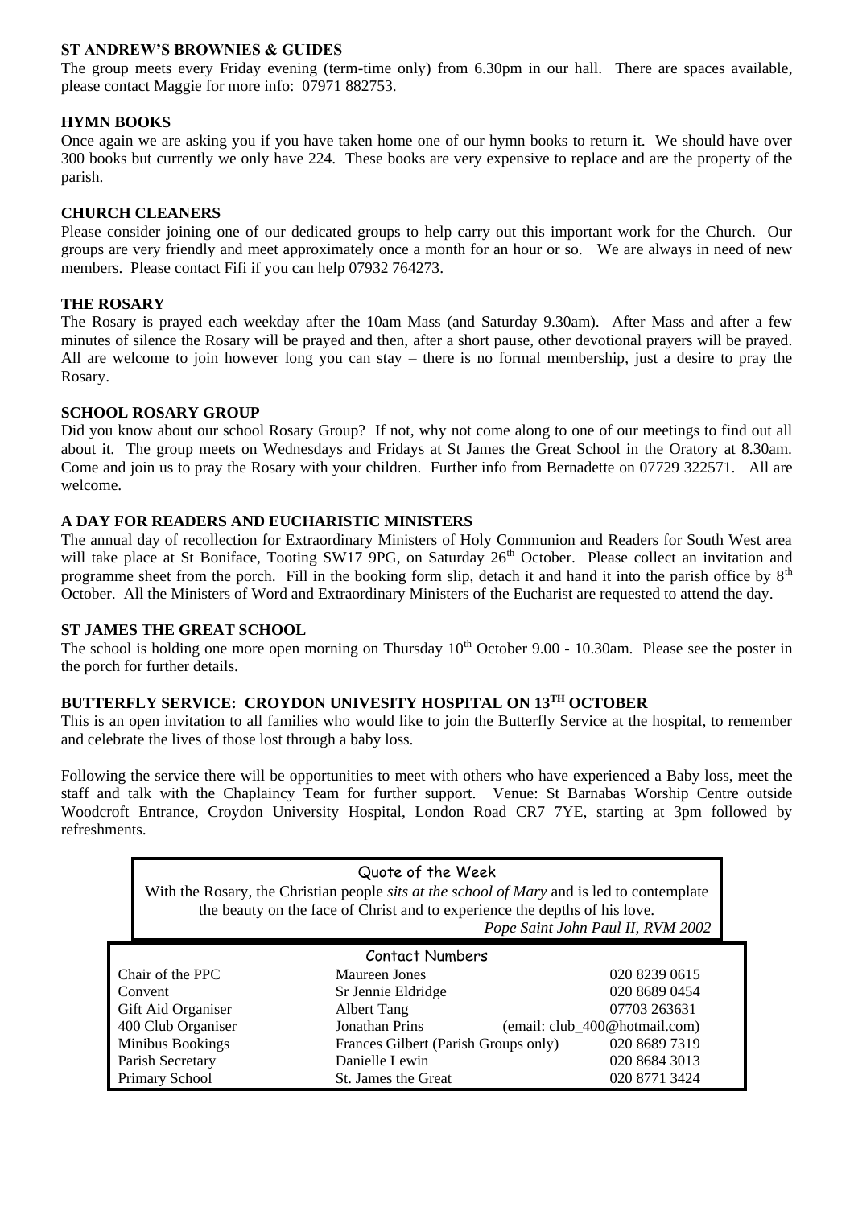### ST ANDREW'S BROWNIES & GUIDES

The group meets every Friday evening (term-time only) from 6.30pm in our hall. There are spaces available, please contact Maggie for more info: 07971 882753.

### HYMN BOOKS

Once again we are asking you if you have taken home one of our hymn books to return it. We should have over 300 books but currently we only have 224. These books are very expensive to replace and are the property of the parish.

### CHURCH CLEANERS

Please consider joining one of our dedicated groups to help carry out this important work for the Church. Our groups are very friendly and meet approximately once a month for an hour or so. We are always in need of new members. Please contact Fifi if you can help 07932 764273.

### THE ROSARY

The Rosary is prayed each weekday after the 10am Mass (and Saturday 9.30am). After Mass and after a few minutes of silence the Rosary will be prayed and then, after a short pause, other devotional prayers will be prayed. All are welcome to join however long you can stay – there is no formal membership, just a desire to pray the Rosary.

### SCHOOL ROSARY GROUP

Did you know about our school Rosary Group? If not, why not come along to one of our meetings to find out all about it. The group meets on Wednesdays and Fridays at St James the Great School in the Oratory at 8.30am. Come and join us to pray the Rosary with your children. Further info from Bernadette on 07729 322571. All are welcome.

### A DAY FOR READERS AND EUCHARISTIC MINISTERS

The annual day of recollection for Extraordinary Ministers of Holy Communion and Readers for South West area will take place at St Boniface, Tooting SW17 9PG, on Saturday 26th October. Please collect an invitation and programme sheet from the porch. Fill in the booking form slip, detach it and hand it into the parish office by 8th October. All the Ministers of Word and Extraordinary Ministers of the Eucharist are requested to attend the day.

### ST JAMES THE GREAT SCHOOL

The school is holding one more open morning on Thursday 10th October 9.00 - 10.30am. Please see the poster in the porch for further details.

### BUTTERFLY SERVICE: CROYDON UNIVESITY HOSPITAL ON 13TH OCTOBER

This is an open invitation to all families who would like to join the Butterfly Service at the hospital, to remember and celebrate the lives of those lost through a baby loss.

Following the service there will be opportunities to meet with others who have experienced a Baby loss, meet the staff and talk with the Chaplaincy Team for further support. Venue: St Barnabas Worship Centre outside Woodcroft Entrance, Croydon University Hospital, London Road CR7 7YE, starting at 3pm followed by refreshments.

---

Quote of the Week

With the Rosary, the Christian people *sits at the school of Mary* and is led to contemplate the beauty on the face of Christ and to experience the depths of his love.

*Pope Saint John Paul II, RVM 2002*

---

Contact Numbers

| | | |
|---|---|---|
| Chair of the PPC | Maureen Jones | 020 8239 0615 |
| Convent | Sr Jennie Eldridge | 020 8689 0454 |
| Gift Aid Organiser | Albert Tang | 07703 263631 |
| 400 Club Organiser | Jonathan Prins | (email: club_400@hotmail.com) |
| Minibus Bookings | Frances Gilbert (Parish Groups only) | 020 8689 7319 |
| Parish Secretary | Danielle Lewin | 020 8684 3013 |
| Primary School | St. James the Great | 020 8771 3424 |